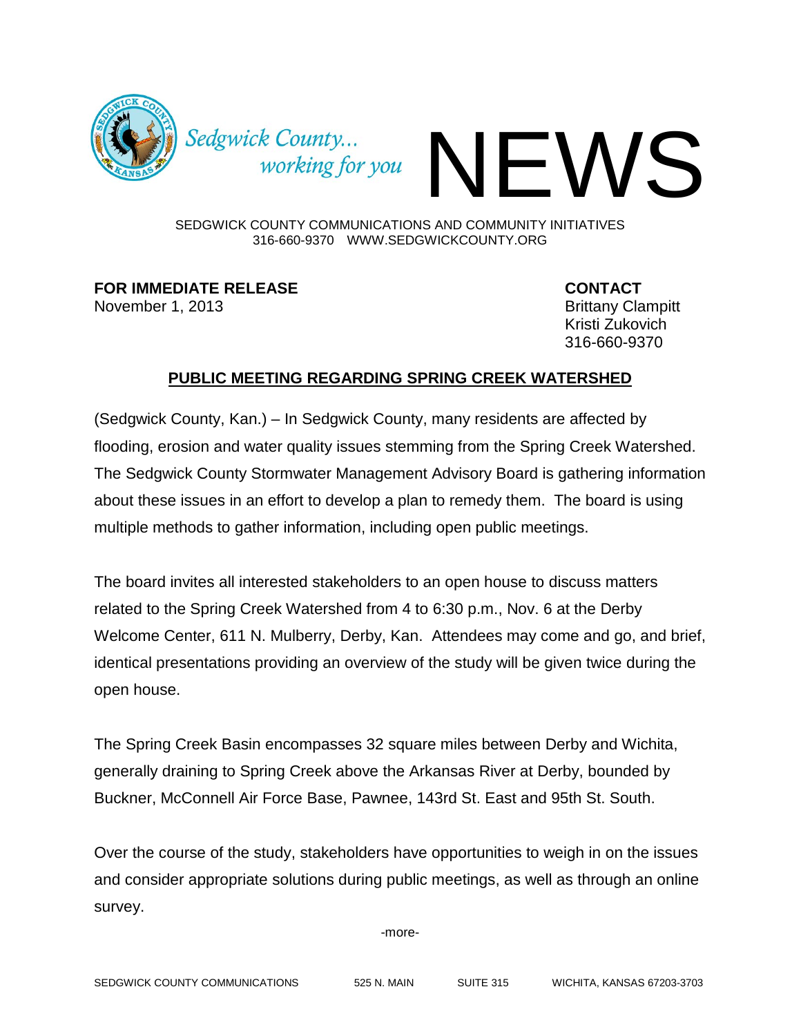Sedgwick County... *working for you* NEWS

SEDGWICK COUNTY COMMUNICATIONS AND COMMUNITY INITIATIVES
316-660-9370 WWW.SEDGWICKCOUNTY.ORG

**FOR IMMEDIATE RELEASE**
November 1, 2013

**CONTACT**
Brittany Clampitt
Kristi Zukovich
316-660-9370

## PUBLIC MEETING REGARDING SPRING CREEK WATERSHED

(Sedgwick County, Kan.) – In Sedgwick County, many residents are affected by flooding, erosion and water quality issues stemming from the Spring Creek Watershed. The Sedgwick County Stormwater Management Advisory Board is gathering information about these issues in an effort to develop a plan to remedy them. The board is using multiple methods to gather information, including open public meetings.

The board invites all interested stakeholders to an open house to discuss matters related to the Spring Creek Watershed from 4 to 6:30 p.m., Nov. 6 at the Derby Welcome Center, 611 N. Mulberry, Derby, Kan. Attendees may come and go, and brief, identical presentations providing an overview of the study will be given twice during the open house.

The Spring Creek Basin encompasses 32 square miles between Derby and Wichita, generally draining to Spring Creek above the Arkansas River at Derby, bounded by Buckner, McConnell Air Force Base, Pawnee, 143rd St. East and 95th St. South.

Over the course of the study, stakeholders have opportunities to weigh in on the issues and consider appropriate solutions during public meetings, as well as through an online survey.

-more-

SEDGWICK COUNTY COMMUNICATIONS 525 N. MAIN SUITE 315 WICHITA, KANSAS 67203-3703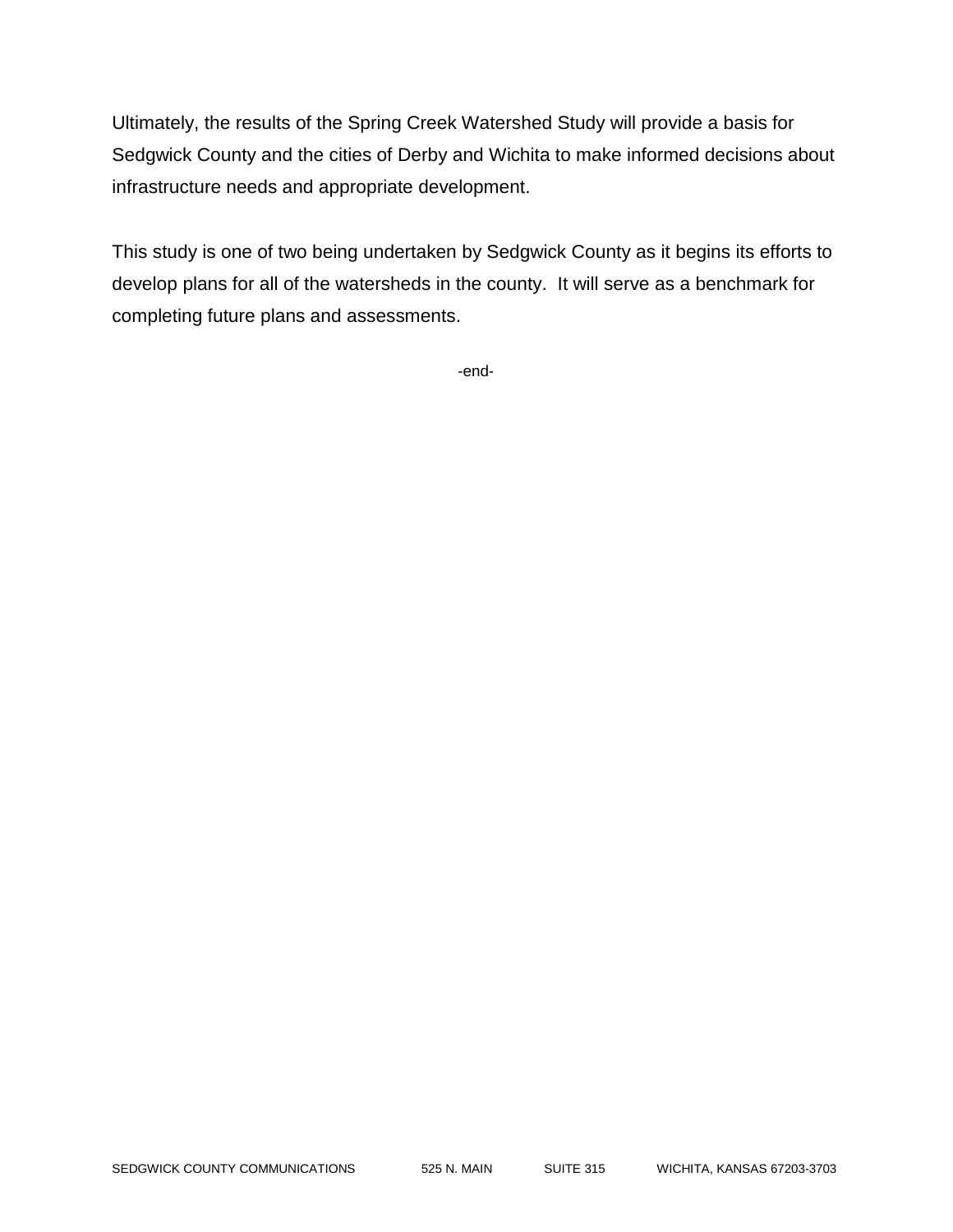Ultimately, the results of the Spring Creek Watershed Study will provide a basis for Sedgwick County and the cities of Derby and Wichita to make informed decisions about infrastructure needs and appropriate development.

This study is one of two being undertaken by Sedgwick County as it begins its efforts to develop plans for all of the watersheds in the county. It will serve as a benchmark for completing future plans and assessments.

-end-